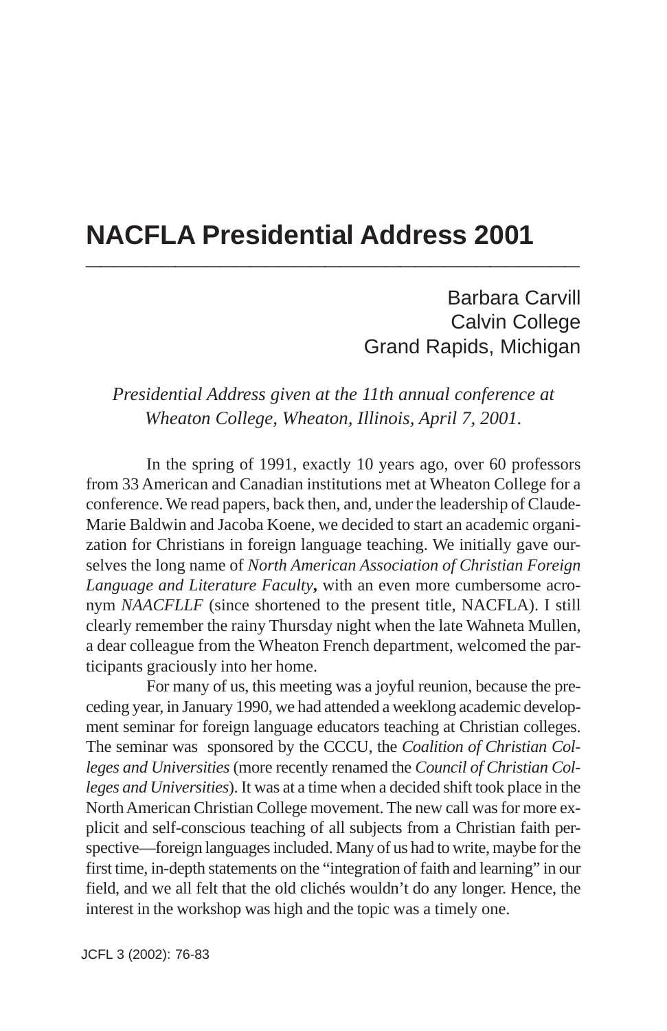# NACFLA Presidential Address 2001

Barbara Carvill
Calvin College
Grand Rapids, Michigan

*Presidential Address given at the 11th annual conference at Wheaton College, Wheaton, Illinois, April 7, 2001.*

In the spring of 1991, exactly 10 years ago, over 60 professors from 33 American and Canadian institutions met at Wheaton College for a conference. We read papers, back then, and, under the leadership of Claude-Marie Baldwin and Jacoba Koene, we decided to start an academic organization for Christians in foreign language teaching. We initially gave ourselves the long name of *North American Association of Christian Foreign Language and Literature Faculty***,** with an even more cumbersome acronym *NAACFLLF* (since shortened to the present title, NACFLA). I still clearly remember the rainy Thursday night when the late Wahneta Mullen, a dear colleague from the Wheaton French department, welcomed the participants graciously into her home.

For many of us, this meeting was a joyful reunion, because the preceding year, in January 1990, we had attended a weeklong academic development seminar for foreign language educators teaching at Christian colleges. The seminar was sponsored by the CCCU, the *Coalition of Christian Colleges and Universities* (more recently renamed the *Council of Christian Colleges and Universities*). It was at a time when a decided shift took place in the North American Christian College movement. The new call was for more explicit and self-conscious teaching of all subjects from a Christian faith perspective—foreign languages included. Many of us had to write, maybe for the first time, in-depth statements on the "integration of faith and learning" in our field, and we all felt that the old clichés wouldn't do any longer. Hence, the interest in the workshop was high and the topic was a timely one.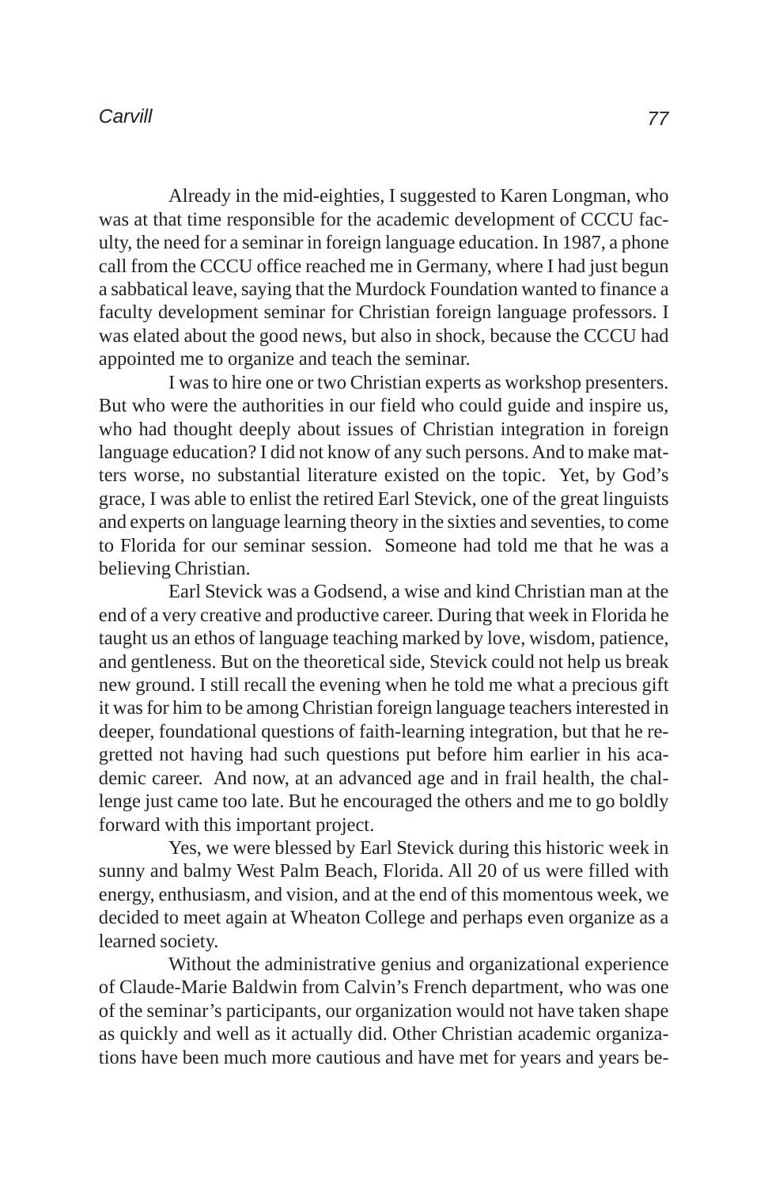Already in the mid-eighties, I suggested to Karen Longman, who was at that time responsible for the academic development of CCCU faculty, the need for a seminar in foreign language education. In 1987, a phone call from the CCCU office reached me in Germany, where I had just begun a sabbatical leave, saying that the Murdock Foundation wanted to finance a faculty development seminar for Christian foreign language professors. I was elated about the good news, but also in shock, because the CCCU had appointed me to organize and teach the seminar.

I was to hire one or two Christian experts as workshop presenters. But who were the authorities in our field who could guide and inspire us, who had thought deeply about issues of Christian integration in foreign language education? I did not know of any such persons. And to make matters worse, no substantial literature existed on the topic. Yet, by God's grace, I was able to enlist the retired Earl Stevick, one of the great linguists and experts on language learning theory in the sixties and seventies, to come to Florida for our seminar session. Someone had told me that he was a believing Christian.

Earl Stevick was a Godsend, a wise and kind Christian man at the end of a very creative and productive career. During that week in Florida he taught us an ethos of language teaching marked by love, wisdom, patience, and gentleness. But on the theoretical side, Stevick could not help us break new ground. I still recall the evening when he told me what a precious gift it was for him to be among Christian foreign language teachers interested in deeper, foundational questions of faith-learning integration, but that he regretted not having had such questions put before him earlier in his academic career. And now, at an advanced age and in frail health, the challenge just came too late. But he encouraged the others and me to go boldly forward with this important project.

Yes, we were blessed by Earl Stevick during this historic week in sunny and balmy West Palm Beach, Florida. All 20 of us were filled with energy, enthusiasm, and vision, and at the end of this momentous week, we decided to meet again at Wheaton College and perhaps even organize as a learned society.

Without the administrative genius and organizational experience of Claude-Marie Baldwin from Calvin's French department, who was one of the seminar's participants, our organization would not have taken shape as quickly and well as it actually did. Other Christian academic organizations have been much more cautious and have met for years and years be-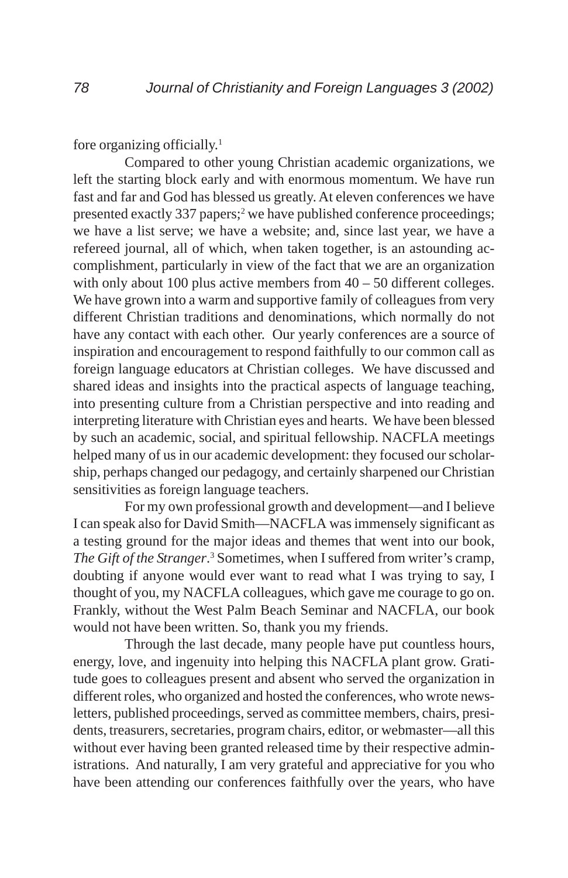fore organizing officially.[1]

Compared to other young Christian academic organizations, we left the starting block early and with enormous momentum. We have run fast and far and God has blessed us greatly. At eleven conferences we have presented exactly 337 papers;[2] we have published conference proceedings; we have a list serve; we have a website; and, since last year, we have a refereed journal, all of which, when taken together, is an astounding accomplishment, particularly in view of the fact that we are an organization with only about 100 plus active members from 40 – 50 different colleges. We have grown into a warm and supportive family of colleagues from very different Christian traditions and denominations, which normally do not have any contact with each other. Our yearly conferences are a source of inspiration and encouragement to respond faithfully to our common call as foreign language educators at Christian colleges. We have discussed and shared ideas and insights into the practical aspects of language teaching, into presenting culture from a Christian perspective and into reading and interpreting literature with Christian eyes and hearts. We have been blessed by such an academic, social, and spiritual fellowship. NACFLA meetings helped many of us in our academic development: they focused our scholarship, perhaps changed our pedagogy, and certainly sharpened our Christian sensitivities as foreign language teachers.

For my own professional growth and development—and I believe I can speak also for David Smith—NACFLA was immensely significant as a testing ground for the major ideas and themes that went into our book, *The Gift of the Stranger*.[3] Sometimes, when I suffered from writer's cramp, doubting if anyone would ever want to read what I was trying to say, I thought of you, my NACFLA colleagues, which gave me courage to go on. Frankly, without the West Palm Beach Seminar and NACFLA, our book would not have been written. So, thank you my friends.

Through the last decade, many people have put countless hours, energy, love, and ingenuity into helping this NACFLA plant grow. Gratitude goes to colleagues present and absent who served the organization in different roles, who organized and hosted the conferences, who wrote newsletters, published proceedings, served as committee members, chairs, presidents, treasurers, secretaries, program chairs, editor, or webmaster—all this without ever having been granted released time by their respective administrations. And naturally, I am very grateful and appreciative for you who have been attending our conferences faithfully over the years, who have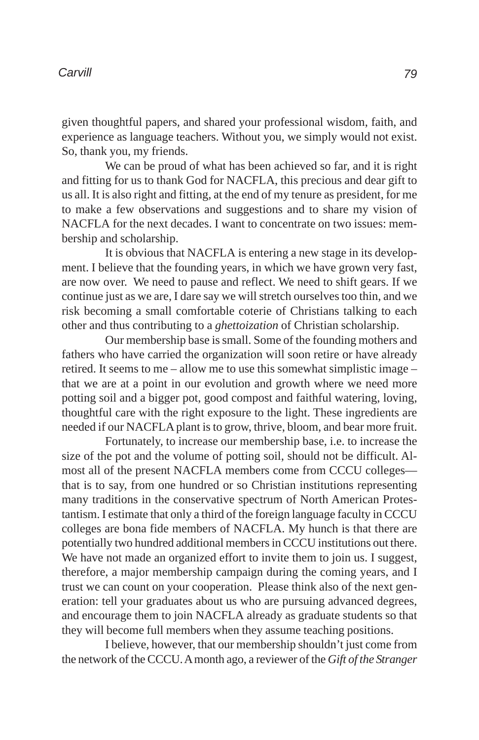given thoughtful papers, and shared your professional wisdom, faith, and experience as language teachers. Without you, we simply would not exist. So, thank you, my friends.

We can be proud of what has been achieved so far, and it is right and fitting for us to thank God for NACFLA, this precious and dear gift to us all. It is also right and fitting, at the end of my tenure as president, for me to make a few observations and suggestions and to share my vision of NACFLA for the next decades. I want to concentrate on two issues: membership and scholarship.

It is obvious that NACFLA is entering a new stage in its development. I believe that the founding years, in which we have grown very fast, are now over. We need to pause and reflect. We need to shift gears. If we continue just as we are, I dare say we will stretch ourselves too thin, and we risk becoming a small comfortable coterie of Christians talking to each other and thus contributing to a *ghettoization* of Christian scholarship.

Our membership base is small. Some of the founding mothers and fathers who have carried the organization will soon retire or have already retired. It seems to me – allow me to use this somewhat simplistic image – that we are at a point in our evolution and growth where we need more potting soil and a bigger pot, good compost and faithful watering, loving, thoughtful care with the right exposure to the light. These ingredients are needed if our NACFLA plant is to grow, thrive, bloom, and bear more fruit.

Fortunately, to increase our membership base, i.e. to increase the size of the pot and the volume of potting soil, should not be difficult. Almost all of the present NACFLA members come from CCCU colleges—that is to say, from one hundred or so Christian institutions representing many traditions in the conservative spectrum of North American Protestantism. I estimate that only a third of the foreign language faculty in CCCU colleges are bona fide members of NACFLA. My hunch is that there are potentially two hundred additional members in CCCU institutions out there. We have not made an organized effort to invite them to join us. I suggest, therefore, a major membership campaign during the coming years, and I trust we can count on your cooperation. Please think also of the next generation: tell your graduates about us who are pursuing advanced degrees, and encourage them to join NACFLA already as graduate students so that they will become full members when they assume teaching positions.

I believe, however, that our membership shouldn't just come from the network of the CCCU. A month ago, a reviewer of the *Gift of the Stranger*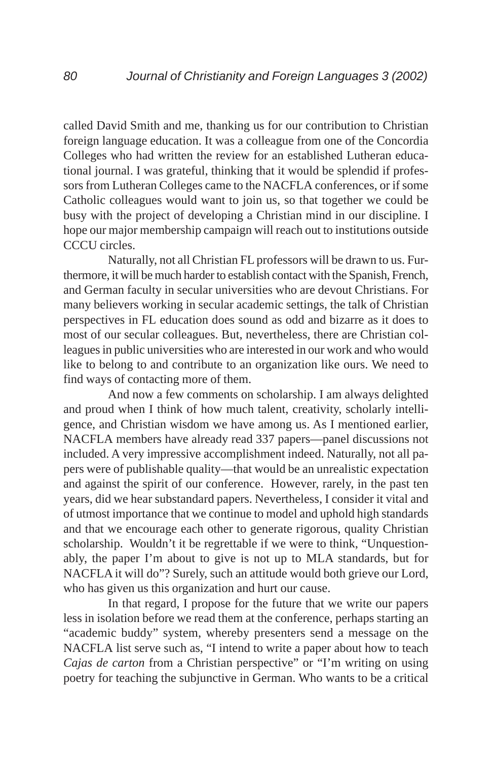called David Smith and me, thanking us for our contribution to Christian foreign language education. It was a colleague from one of the Concordia Colleges who had written the review for an established Lutheran educational journal. I was grateful, thinking that it would be splendid if professors from Lutheran Colleges came to the NACFLA conferences, or if some Catholic colleagues would want to join us, so that together we could be busy with the project of developing a Christian mind in our discipline. I hope our major membership campaign will reach out to institutions outside CCCU circles.

Naturally, not all Christian FL professors will be drawn to us. Furthermore, it will be much harder to establish contact with the Spanish, French, and German faculty in secular universities who are devout Christians. For many believers working in secular academic settings, the talk of Christian perspectives in FL education does sound as odd and bizarre as it does to most of our secular colleagues. But, nevertheless, there are Christian colleagues in public universities who are interested in our work and who would like to belong to and contribute to an organization like ours. We need to find ways of contacting more of them.

And now a few comments on scholarship. I am always delighted and proud when I think of how much talent, creativity, scholarly intelligence, and Christian wisdom we have among us. As I mentioned earlier, NACFLA members have already read 337 papers—panel discussions not included. A very impressive accomplishment indeed. Naturally, not all papers were of publishable quality—that would be an unrealistic expectation and against the spirit of our conference. However, rarely, in the past ten years, did we hear substandard papers. Nevertheless, I consider it vital and of utmost importance that we continue to model and uphold high standards and that we encourage each other to generate rigorous, quality Christian scholarship. Wouldn't it be regrettable if we were to think, "Unquestionably, the paper I'm about to give is not up to MLA standards, but for NACFLA it will do"? Surely, such an attitude would both grieve our Lord, who has given us this organization and hurt our cause.

In that regard, I propose for the future that we write our papers less in isolation before we read them at the conference, perhaps starting an "academic buddy" system, whereby presenters send a message on the NACFLA list serve such as, "I intend to write a paper about how to teach *Cajas de carton* from a Christian perspective" or "I'm writing on using poetry for teaching the subjunctive in German. Who wants to be a critical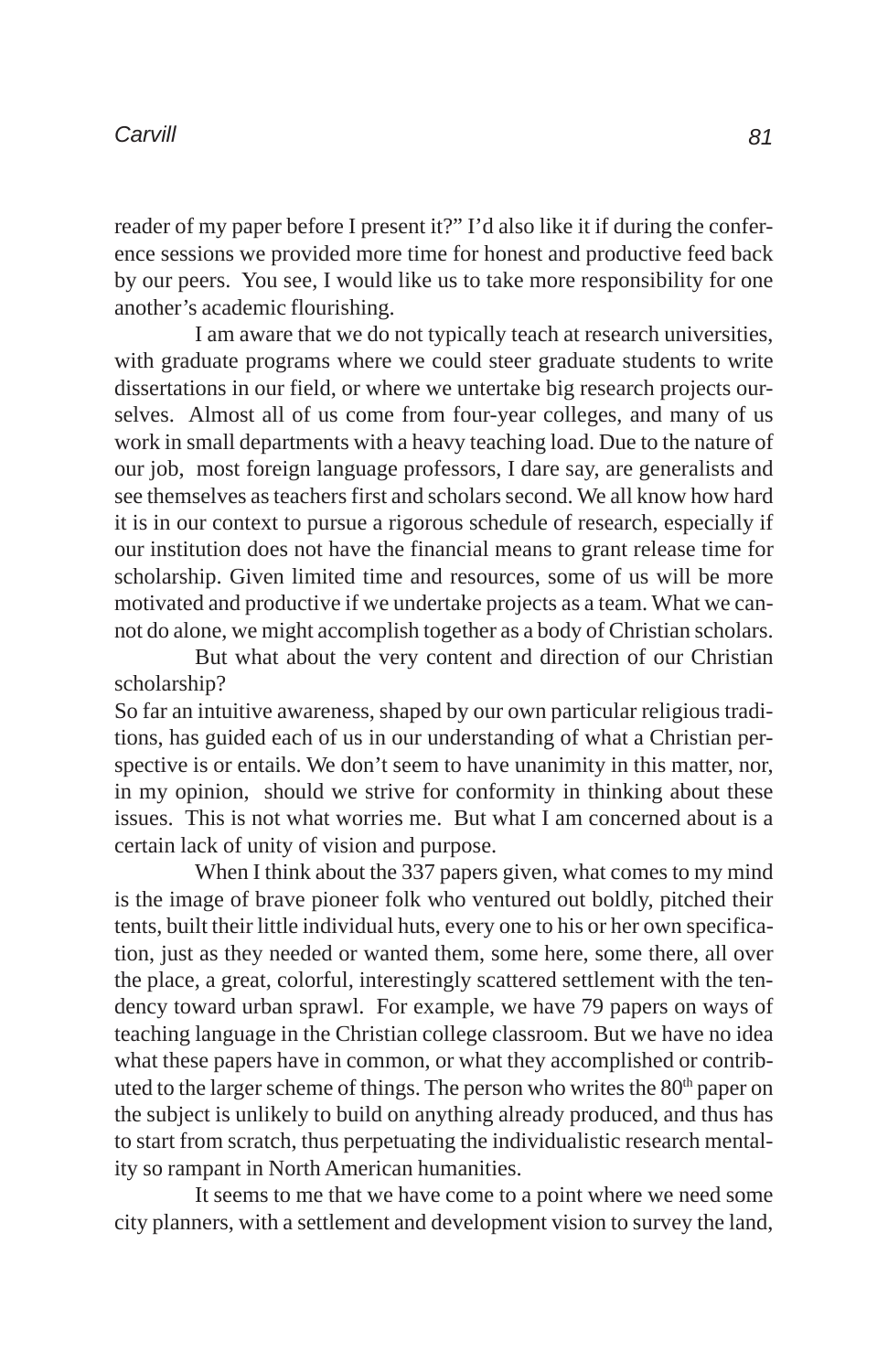reader of my paper before I present it?" I'd also like it if during the conference sessions we provided more time for honest and productive feed back by our peers. You see, I would like us to take more responsibility for one another's academic flourishing.

I am aware that we do not typically teach at research universities, with graduate programs where we could steer graduate students to write dissertations in our field, or where we untertake big research projects ourselves. Almost all of us come from four-year colleges, and many of us work in small departments with a heavy teaching load. Due to the nature of our job, most foreign language professors, I dare say, are generalists and see themselves as teachers first and scholars second. We all know how hard it is in our context to pursue a rigorous schedule of research, especially if our institution does not have the financial means to grant release time for scholarship. Given limited time and resources, some of us will be more motivated and productive if we undertake projects as a team. What we cannot do alone, we might accomplish together as a body of Christian scholars.

But what about the very content and direction of our Christian scholarship?

So far an intuitive awareness, shaped by our own particular religious traditions, has guided each of us in our understanding of what a Christian perspective is or entails. We don't seem to have unanimity in this matter, nor, in my opinion, should we strive for conformity in thinking about these issues. This is not what worries me. But what I am concerned about is a certain lack of unity of vision and purpose.

When I think about the 337 papers given, what comes to my mind is the image of brave pioneer folk who ventured out boldly, pitched their tents, built their little individual huts, every one to his or her own specification, just as they needed or wanted them, some here, some there, all over the place, a great, colorful, interestingly scattered settlement with the tendency toward urban sprawl. For example, we have 79 papers on ways of teaching language in the Christian college classroom. But we have no idea what these papers have in common, or what they accomplished or contributed to the larger scheme of things. The person who writes the 80th paper on the subject is unlikely to build on anything already produced, and thus has to start from scratch, thus perpetuating the individualistic research mentality so rampant in North American humanities.

It seems to me that we have come to a point where we need some city planners, with a settlement and development vision to survey the land,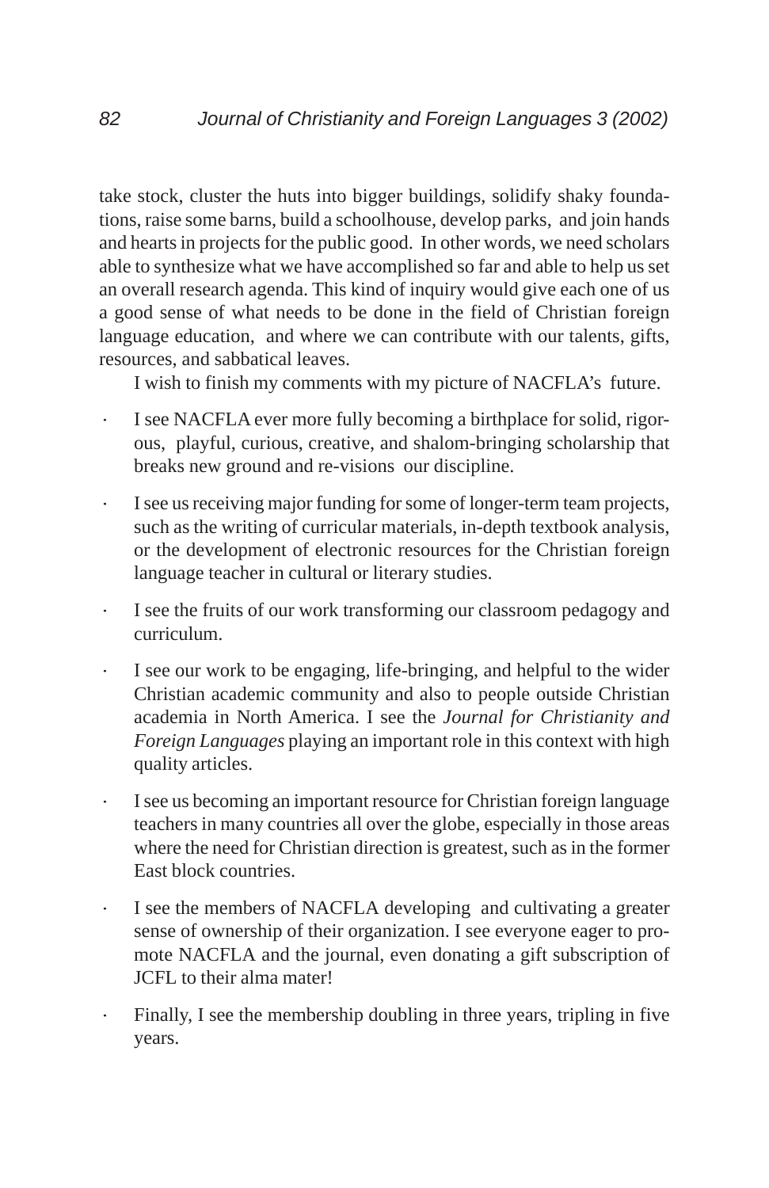take stock, cluster the huts into bigger buildings, solidify shaky foundations, raise some barns, build a schoolhouse, develop parks, and join hands and hearts in projects for the public good. In other words, we need scholars able to synthesize what we have accomplished so far and able to help us set an overall research agenda. This kind of inquiry would give each one of us a good sense of what needs to be done in the field of Christian foreign language education, and where we can contribute with our talents, gifts, resources, and sabbatical leaves.

I wish to finish my comments with my picture of NACFLA's future.

- I see NACFLA ever more fully becoming a birthplace for solid, rigorous, playful, curious, creative, and shalom-bringing scholarship that breaks new ground and re-visions our discipline.
- I see us receiving major funding for some of longer-term team projects, such as the writing of curricular materials, in-depth textbook analysis, or the development of electronic resources for the Christian foreign language teacher in cultural or literary studies.
- I see the fruits of our work transforming our classroom pedagogy and curriculum.
- I see our work to be engaging, life-bringing, and helpful to the wider Christian academic community and also to people outside Christian academia in North America. I see the *Journal for Christianity and Foreign Languages* playing an important role in this context with high quality articles.
- I see us becoming an important resource for Christian foreign language teachers in many countries all over the globe, especially in those areas where the need for Christian direction is greatest, such as in the former East block countries.
- I see the members of NACFLA developing and cultivating a greater sense of ownership of their organization. I see everyone eager to promote NACFLA and the journal, even donating a gift subscription of JCFL to their alma mater!
- Finally, I see the membership doubling in three years, tripling in five years.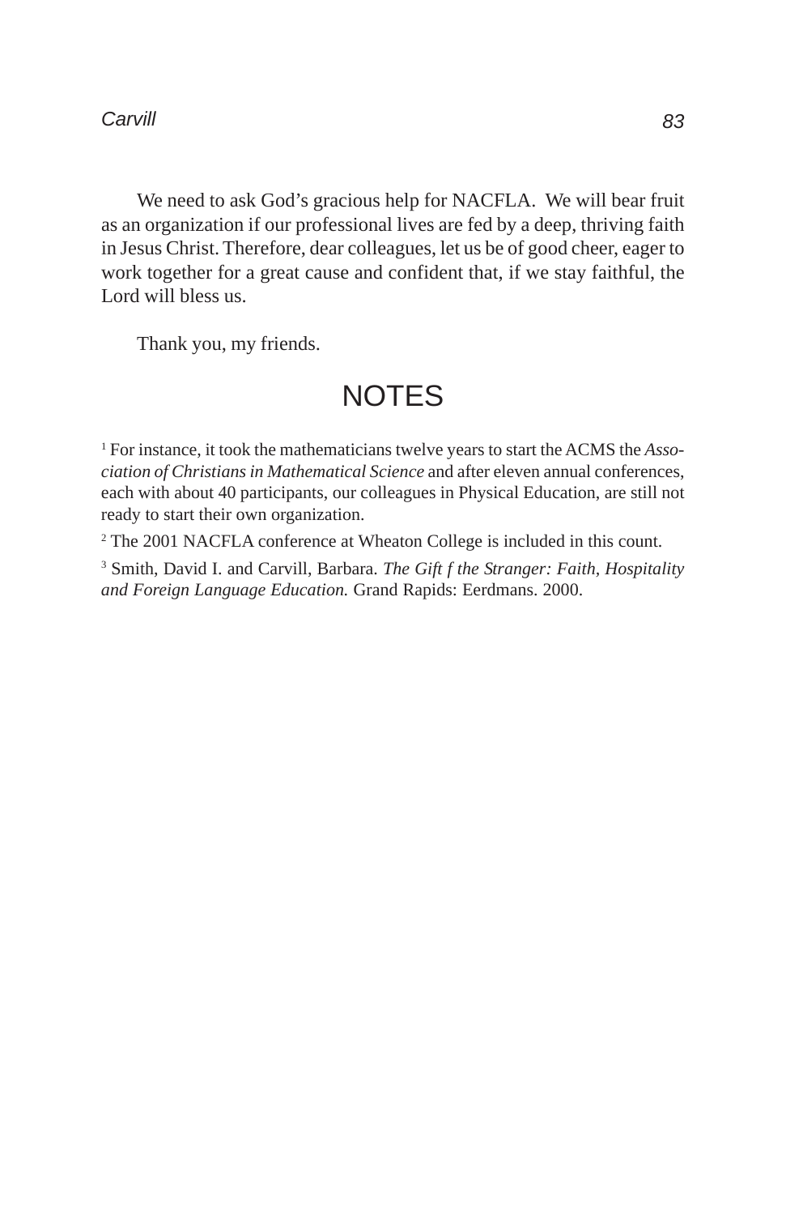We need to ask God's gracious help for NACFLA.  We will bear fruit as an organization if our professional lives are fed by a deep, thriving faith in Jesus Christ. Therefore, dear colleagues, let us be of good cheer, eager to work together for a great cause and confident that, if we stay faithful, the Lord will bless us.

Thank you, my friends.

## NOTES

[1] For instance, it took the mathematicians twelve years to start the ACMS the *Association of Christians in Mathematical Science* and after eleven annual conferences, each with about 40 participants, our colleagues in Physical Education, are still not ready to start their own organization.

[2] The 2001 NACFLA conference at Wheaton College is included in this count.

[3] Smith, David I. and Carvill, Barbara. *The Gift f the Stranger: Faith, Hospitality and Foreign Language Education.* Grand Rapids: Eerdmans. 2000.